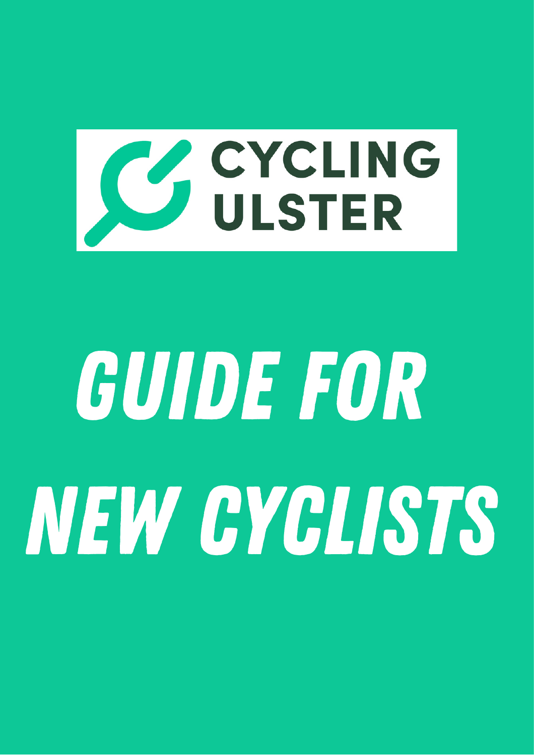CYCLING ULSTER

# GUIDE FOR NEW CYCLISTS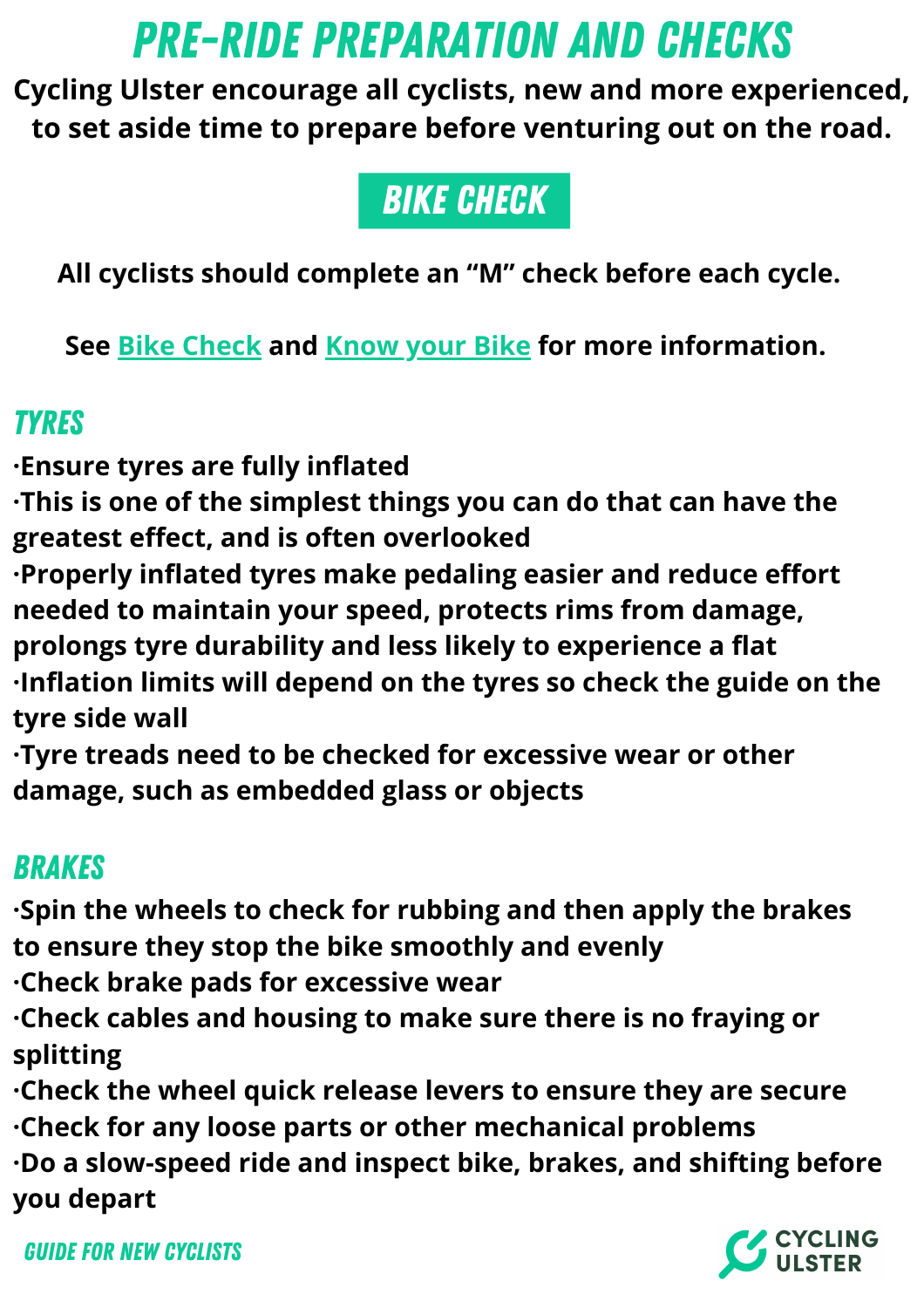# PRE-RIDE PREPARATION AND CHECKS

**Cycling Ulster encourage all cyclists, new and more experienced, to set aside time to prepare before venturing out on the road.**

## BIKE CHECK

**All cyclists should complete an "M" check before each cycle.**

**See [Bike Check]() and [Know your Bike]() for more information.**

### TYRES

- Ensure tyres are fully inflated
- This is one of the simplest things you can do that can have the greatest effect, and is often overlooked
- Properly inflated tyres make pedaling easier and reduce effort needed to maintain your speed, protects rims from damage, prolongs tyre durability and less likely to experience a flat
- Inflation limits will depend on the tyres so check the guide on the tyre side wall
- Tyre treads need to be checked for excessive wear or other damage, such as embedded glass or objects

### BRAKES

- Spin the wheels to check for rubbing and then apply the brakes to ensure they stop the bike smoothly and evenly
- Check brake pads for excessive wear
- Check cables and housing to make sure there is no fraying or splitting
- Check the wheel quick release levers to ensure they are secure
- Check for any loose parts or other mechanical problems
- Do a slow-speed ride and inspect bike, brakes, and shifting before you depart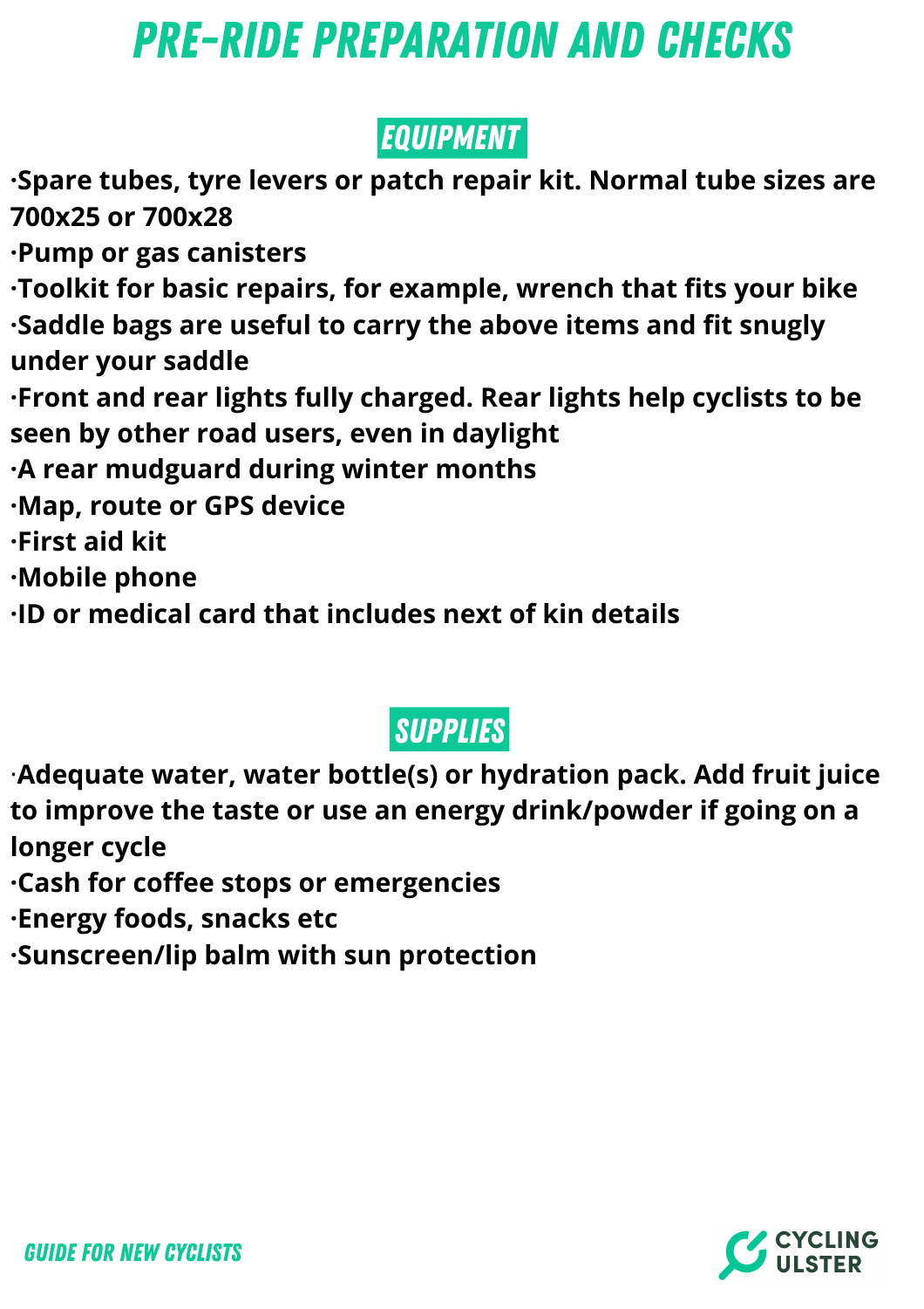# PRE-RIDE PREPARATION AND CHECKS

## EQUIPMENT

- **Spare tubes, tyre levers or patch repair kit. Normal tube sizes are 700x25 or 700x28**
- **Pump or gas canisters**
- **Toolkit for basic repairs, for example, wrench that fits your bike**
- **Saddle bags are useful to carry the above items and fit snugly under your saddle**
- **Front and rear lights fully charged. Rear lights help cyclists to be seen by other road users, even in daylight**
- **A rear mudguard during winter months**
- **Map, route or GPS device**
- **First aid kit**
- **Mobile phone**
- **ID or medical card that includes next of kin details**

## SUPPLIES

- **Adequate water, water bottle(s) or hydration pack. Add fruit juice to improve the taste or use an energy drink/powder if going on a longer cycle**
- **Cash for coffee stops or emergencies**
- **Energy foods, snacks etc**
- **Sunscreen/lip balm with sun protection**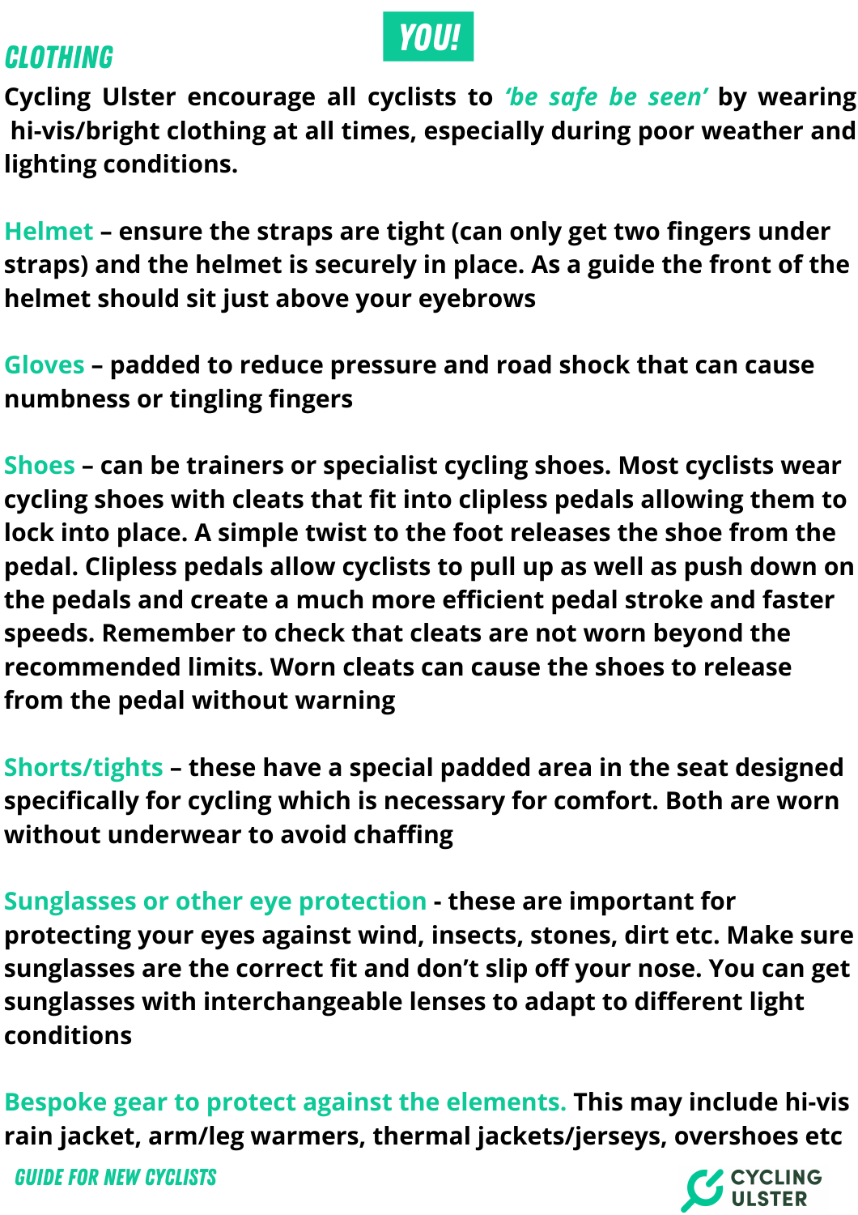# YOU!

## CLOTHING

Cycling Ulster encourage all cyclists to *'be safe be seen'* by wearing hi-vis/bright clothing at all times, especially during poor weather and lighting conditions.

**Helmet** – ensure the straps are tight (can only get two fingers under straps) and the helmet is securely in place. As a guide the front of the helmet should sit just above your eyebrows

**Gloves** – padded to reduce pressure and road shock that can cause numbness or tingling fingers

**Shoes** – can be trainers or specialist cycling shoes. Most cyclists wear cycling shoes with cleats that fit into clipless pedals allowing them to lock into place. A simple twist to the foot releases the shoe from the pedal. Clipless pedals allow cyclists to pull up as well as push down on the pedals and create a much more efficient pedal stroke and faster speeds. Remember to check that cleats are not worn beyond the recommended limits. Worn cleats can cause the shoes to release from the pedal without warning

**Shorts/tights** – these have a special padded area in the seat designed specifically for cycling which is necessary for comfort. Both are worn without underwear to avoid chaffing

**Sunglasses or other eye protection** - these are important for protecting your eyes against wind, insects, stones, dirt etc. Make sure sunglasses are the correct fit and don't slip off your nose. You can get sunglasses with interchangeable lenses to adapt to different light conditions

**Bespoke gear to protect against the elements.** This may include hi-vis rain jacket, arm/leg warmers, thermal jackets/jerseys, overshoes etc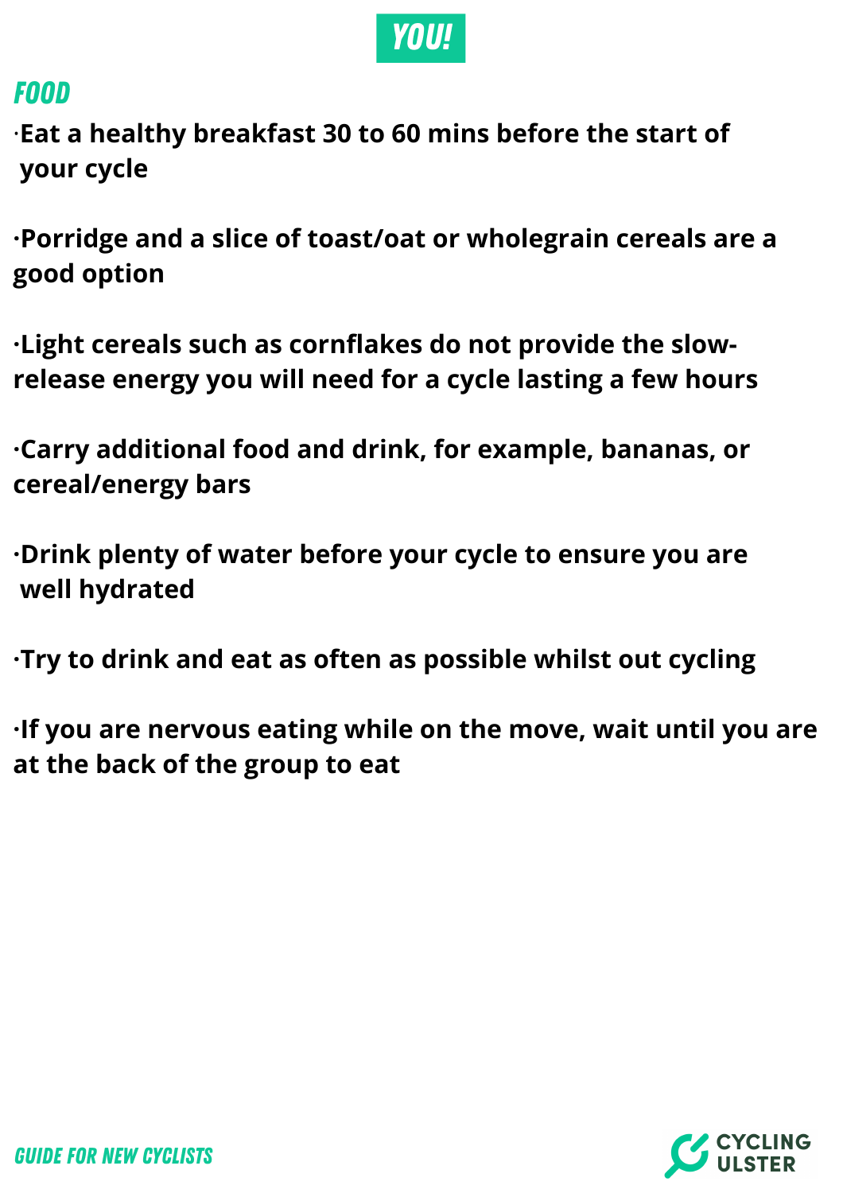# YOU!

## FOOD

- Eat a healthy breakfast 30 to 60 mins before the start of your cycle

- Porridge and a slice of toast/oat or wholegrain cereals are a good option

- Light cereals such as cornflakes do not provide the slow-release energy you will need for a cycle lasting a few hours

- Carry additional food and drink, for example, bananas, or cereal/energy bars

- Drink plenty of water before your cycle to ensure you are well hydrated

- Try to drink and eat as often as possible whilst out cycling

- If you are nervous eating while on the move, wait until you are at the back of the group to eat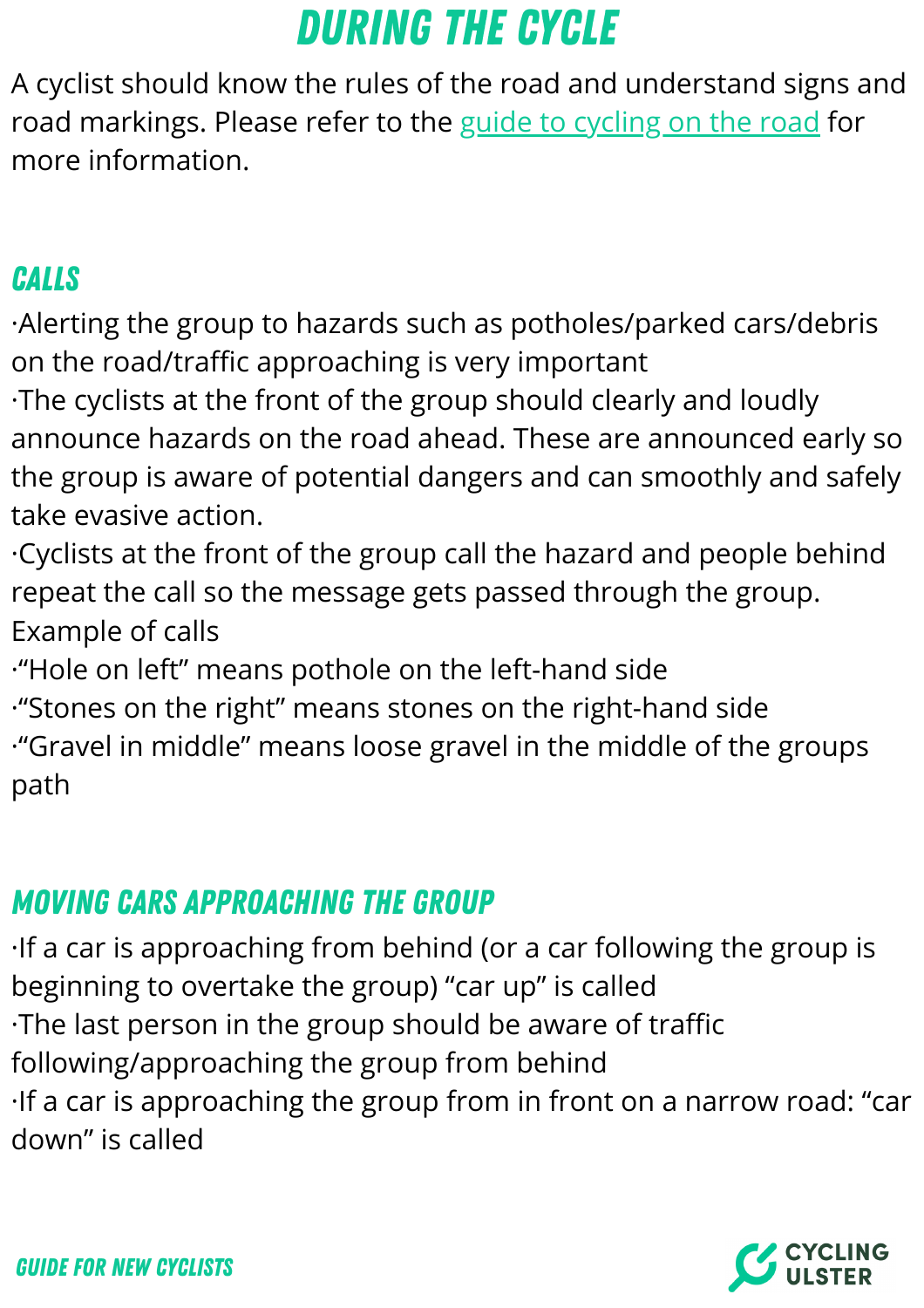# DURING THE CYCLE

A cyclist should know the rules of the road and understand signs and road markings. Please refer to the guide to cycling on the road for more information.

## CALLS

·Alerting the group to hazards such as potholes/parked cars/debris on the road/traffic approaching is very important
·The cyclists at the front of the group should clearly and loudly announce hazards on the road ahead. These are announced early so the group is aware of potential dangers and can smoothly and safely take evasive action.
·Cyclists at the front of the group call the hazard and people behind repeat the call so the message gets passed through the group.
Example of calls
·"Hole on left" means pothole on the left-hand side
·"Stones on the right" means stones on the right-hand side
·"Gravel in middle" means loose gravel in the middle of the groups path

## MOVING CARS APPROACHING THE GROUP

·If a car is approaching from behind (or a car following the group is beginning to overtake the group) "car up" is called
·The last person in the group should be aware of traffic following/approaching the group from behind
·If a car is approaching the group from in front on a narrow road: "car down" is called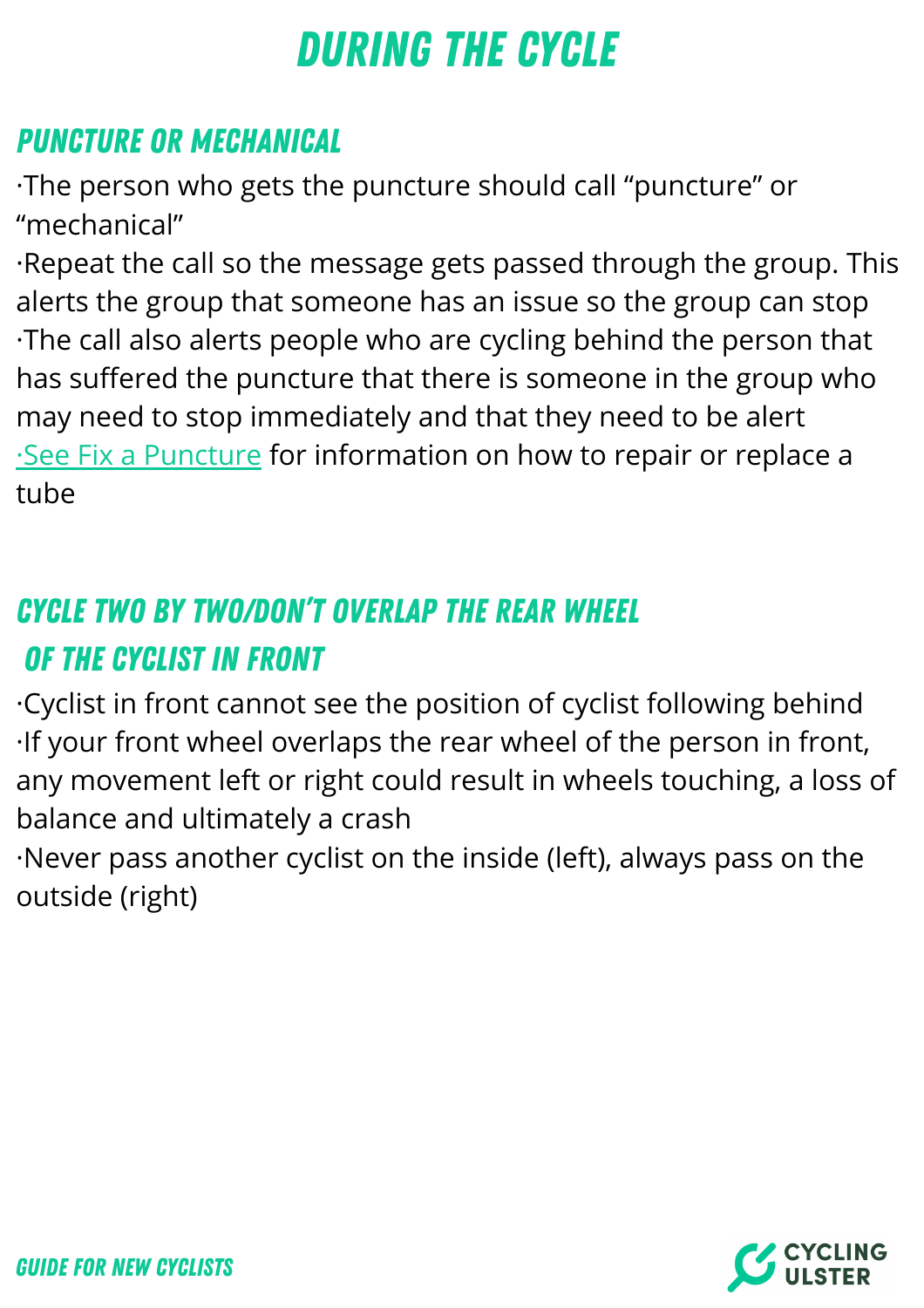# DURING THE CYCLE

## PUNCTURE OR MECHANICAL

- The person who gets the puncture should call "puncture" or "mechanical"
- Repeat the call so the message gets passed through the group. This alerts the group that someone has an issue so the group can stop
- The call also alerts people who are cycling behind the person that has suffered the puncture that there is someone in the group who may need to stop immediately and that they need to be alert
- See Fix a Puncture for information on how to repair or replace a tube

## CYCLE TWO BY TWO/DON'T OVERLAP THE REAR WHEEL OF THE CYCLIST IN FRONT

- Cyclist in front cannot see the position of cyclist following behind
- If your front wheel overlaps the rear wheel of the person in front, any movement left or right could result in wheels touching, a loss of balance and ultimately a crash
- Never pass another cyclist on the inside (left), always pass on the outside (right)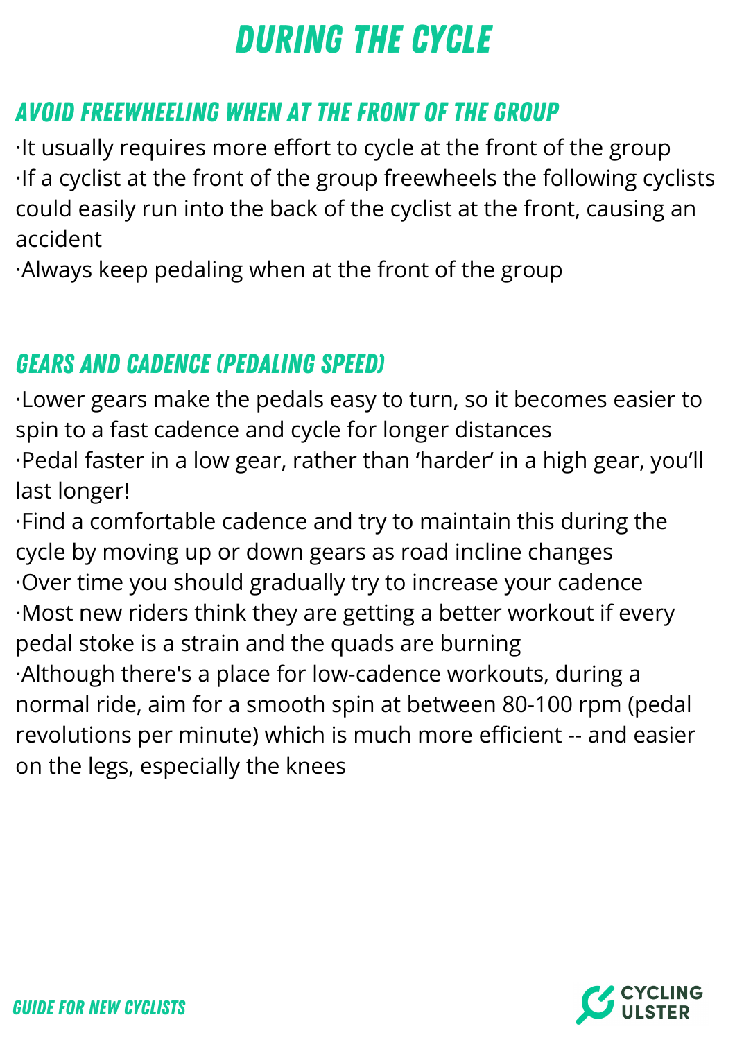# DURING THE CYCLE

## AVOID FREEWHEELING WHEN AT THE FRONT OF THE GROUP

·It usually requires more effort to cycle at the front of the group
·If a cyclist at the front of the group freewheels the following cyclists could easily run into the back of the cyclist at the front, causing an accident
·Always keep pedaling when at the front of the group

## GEARS AND CADENCE (PEDALING SPEED)

·Lower gears make the pedals easy to turn, so it becomes easier to spin to a fast cadence and cycle for longer distances
·Pedal faster in a low gear, rather than 'harder' in a high gear, you'll last longer!
·Find a comfortable cadence and try to maintain this during the cycle by moving up or down gears as road incline changes
·Over time you should gradually try to increase your cadence
·Most new riders think they are getting a better workout if every pedal stoke is a strain and the quads are burning
·Although there's a place for low-cadence workouts, during a normal ride, aim for a smooth spin at between 80-100 rpm (pedal revolutions per minute) which is much more efficient -- and easier on the legs, especially the knees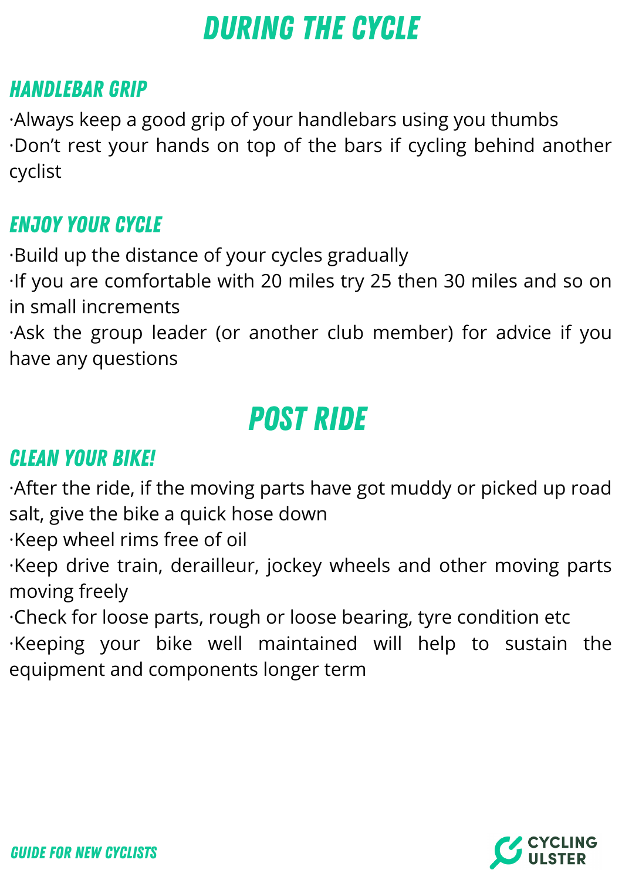# DURING THE CYCLE

## HANDLEBAR GRIP

·Always keep a good grip of your handlebars using you thumbs
·Don't rest your hands on top of the bars if cycling behind another cyclist

## ENJOY YOUR CYCLE

·Build up the distance of your cycles gradually
·If you are comfortable with 20 miles try 25 then 30 miles and so on in small increments
·Ask the group leader (or another club member) for advice if you have any questions

# POST RIDE

## CLEAN YOUR BIKE!

·After the ride, if the moving parts have got muddy or picked up road salt, give the bike a quick hose down
·Keep wheel rims free of oil
·Keep drive train, derailleur, jockey wheels and other moving parts moving freely
·Check for loose parts, rough or loose bearing, tyre condition etc
·Keeping your bike well maintained will help to sustain the equipment and components longer term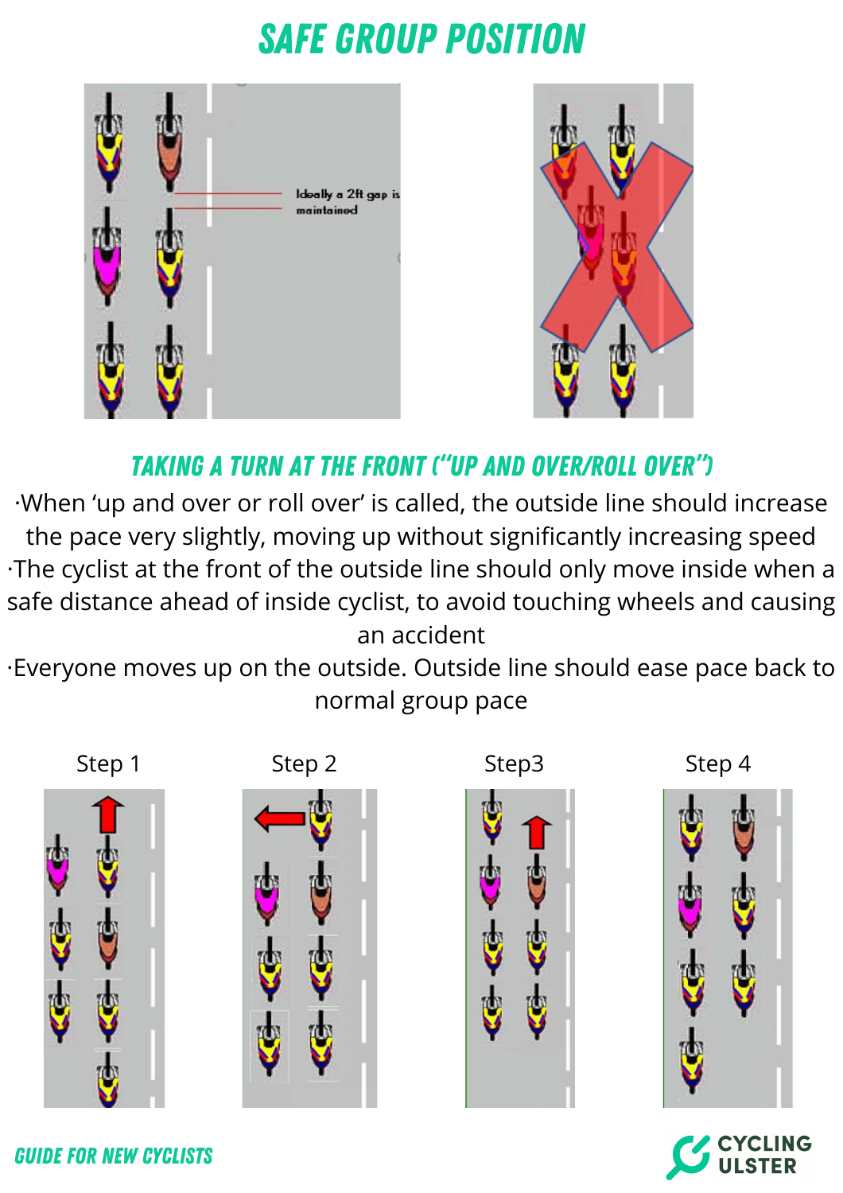# SAFE GROUP POSITION

Ideally a 2ft gap is maintained

## TAKING A TURN AT THE FRONT ("UP AND OVER/ROLL OVER")

·When 'up and over or roll over' is called, the outside line should increase the pace very slightly, moving up without significantly increasing speed

·The cyclist at the front of the outside line should only move inside when a safe distance ahead of inside cyclist, to avoid touching wheels and causing an accident

·Everyone moves up on the outside. Outside line should ease pace back to normal group pace

Step 1

Step 2

Step3

Step 4

GUIDE FOR NEW CYCLISTS

CYCLING ULSTER